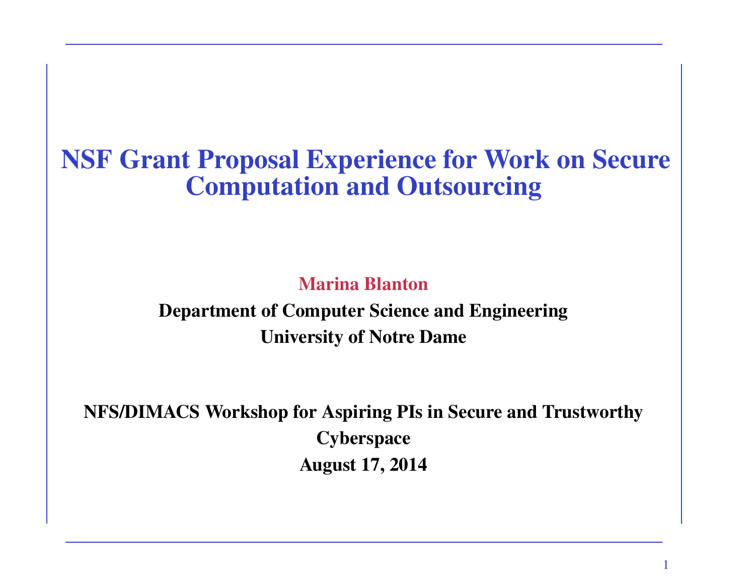# NSF Grant Proposal Experience for Work on Secure Computation and Outsourcing

**Marina Blanton**

**Department of Computer Science and Engineering**

**University of Notre Dame**

**NFS/DIMACS Workshop for Aspiring PIs in Secure and Trustworthy Cyberspace**

**August 17, 2014**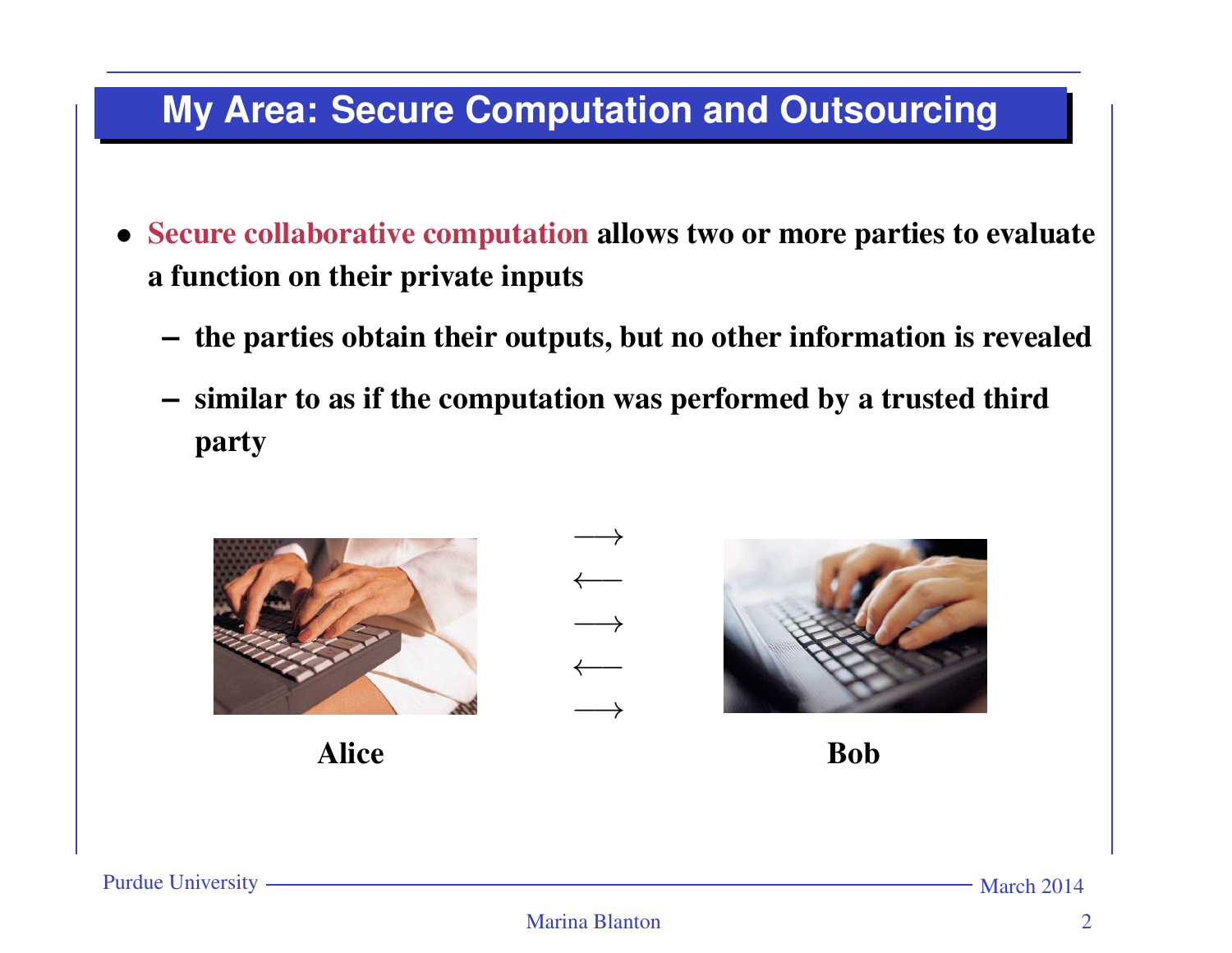## My Area: Secure Computation and Outsourcing

- **Secure collaborative computation allows two or more parties to evaluate a function on their private inputs**
  - **the parties obtain their outputs, but no other information is revealed**
  - **similar to as if the computation was performed by a trusted third party**

**Alice** $\longrightarrow$ $\longleftarrow$ $\longrightarrow$ $\longleftarrow$ $\longrightarrow$ **Bob**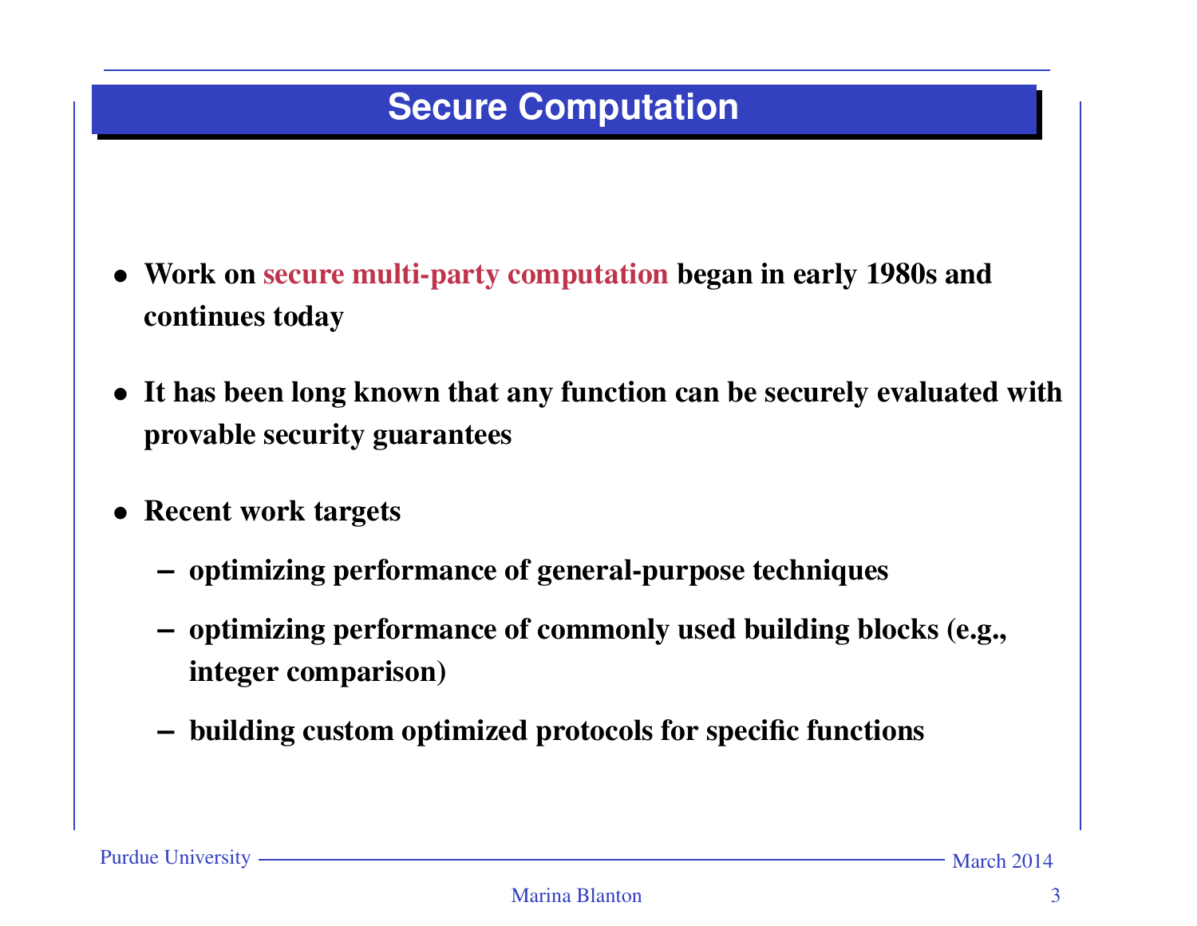# Secure Computation

- Work on secure multi-party computation began in early 1980s and continues today
- It has been long known that any function can be securely evaluated with provable security guarantees
- Recent work targets
  - optimizing performance of general-purpose techniques
  - optimizing performance of commonly used building blocks (e.g., integer comparison)
  - building custom optimized protocols for specific functions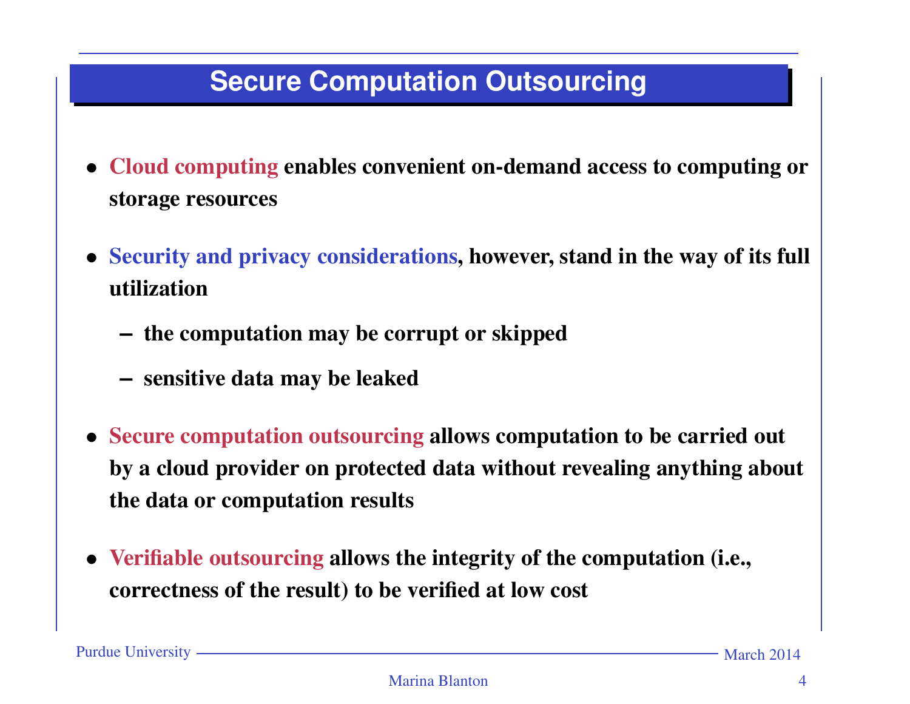# Secure Computation Outsourcing

- **Cloud computing enables convenient on-demand access to computing or storage resources**

- **Security and privacy considerations, however, stand in the way of its full utilization**
  - **the computation may be corrupt or skipped**
  - **sensitive data may be leaked**

- **Secure computation outsourcing allows computation to be carried out by a cloud provider on protected data without revealing anything about the data or computation results**

- **Verifiable outsourcing allows the integrity of the computation (i.e., correctness of the result) to be verified at low cost**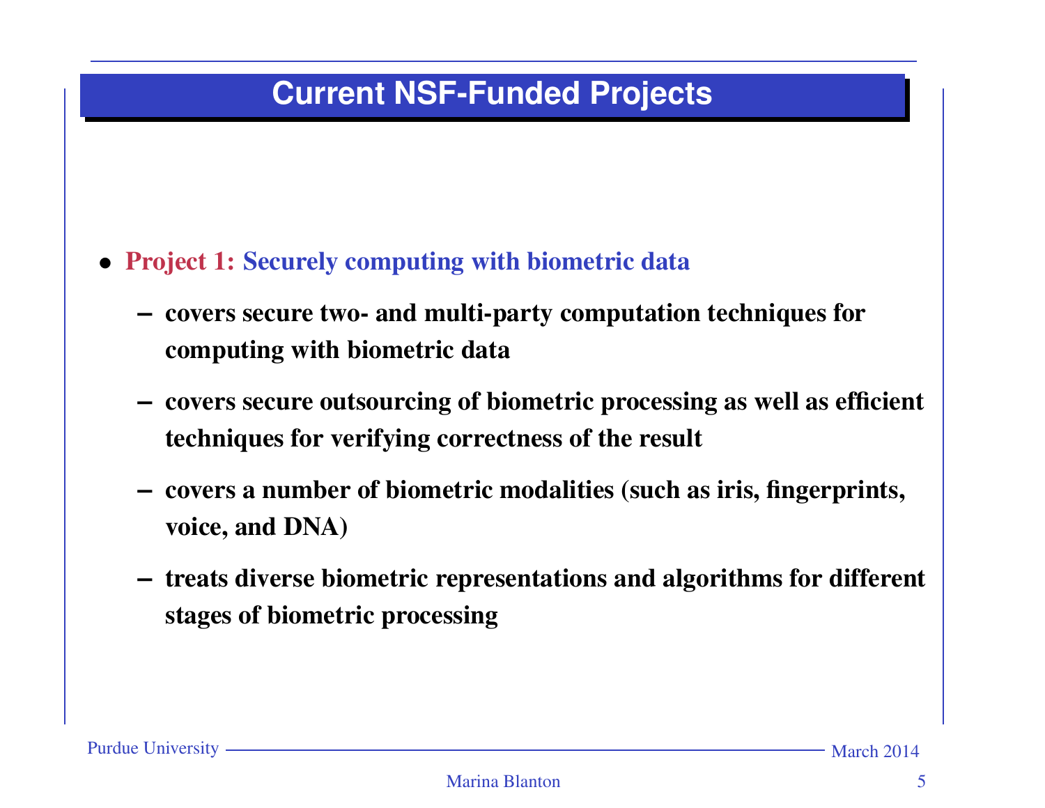# Current NSF-Funded Projects

- **Project 1: Securely computing with biometric data**
  - **covers secure two- and multi-party computation techniques for computing with biometric data**
  - **covers secure outsourcing of biometric processing as well as efficient techniques for verifying correctness of the result**
  - **covers a number of biometric modalities (such as iris, fingerprints, voice, and DNA)**
  - **treats diverse biometric representations and algorithms for different stages of biometric processing**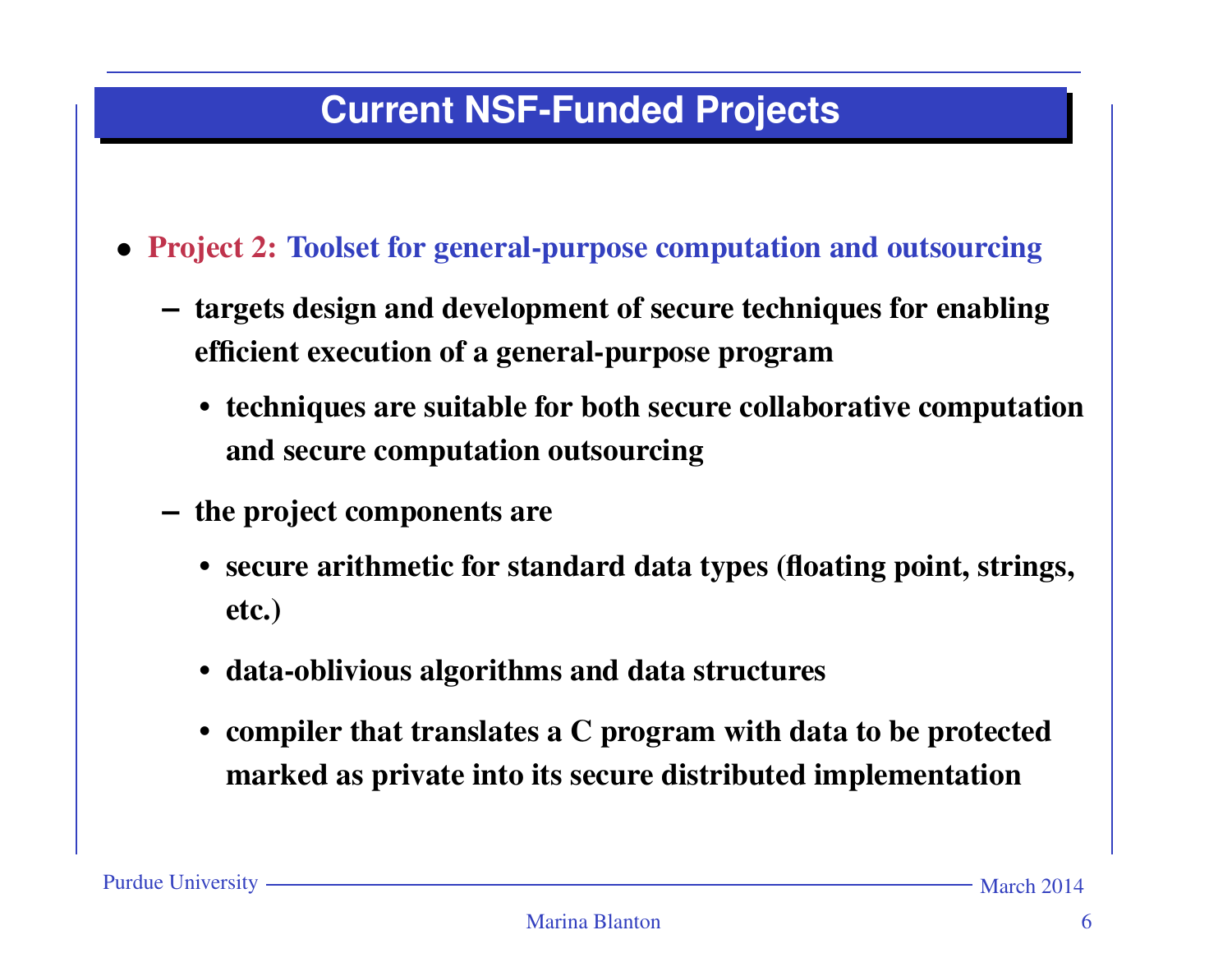## Current NSF-Funded Projects

- **Project 2: Toolset for general-purpose computation and outsourcing**
  - targets design and development of secure techniques for enabling efficient execution of a general-purpose program
    - techniques are suitable for both secure collaborative computation and secure computation outsourcing
  - the project components are
    - secure arithmetic for standard data types (floating point, strings, etc.)
    - data-oblivious algorithms and data structures
    - compiler that translates a C program with data to be protected marked as private into its secure distributed implementation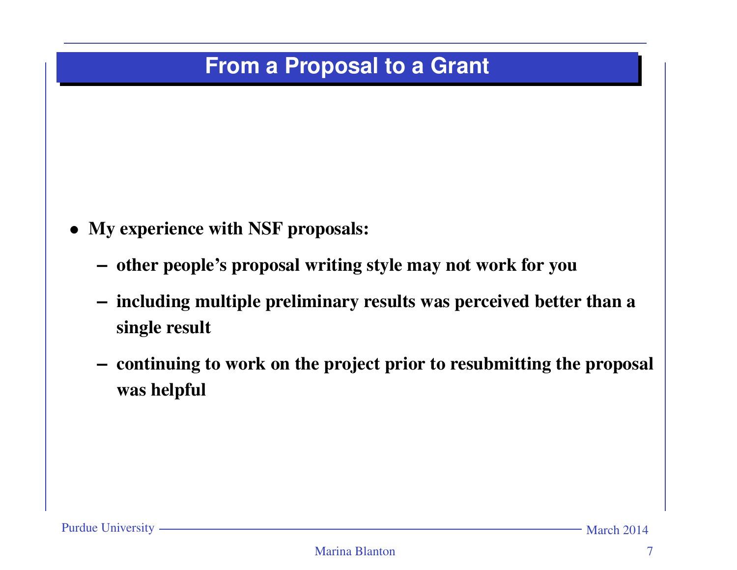# From a Proposal to a Grant

- **My experience with NSF proposals:**
  - **other people's proposal writing style may not work for you**
  - **including multiple preliminary results was perceived better than a single result**
  - **continuing to work on the project prior to resubmitting the proposal was helpful**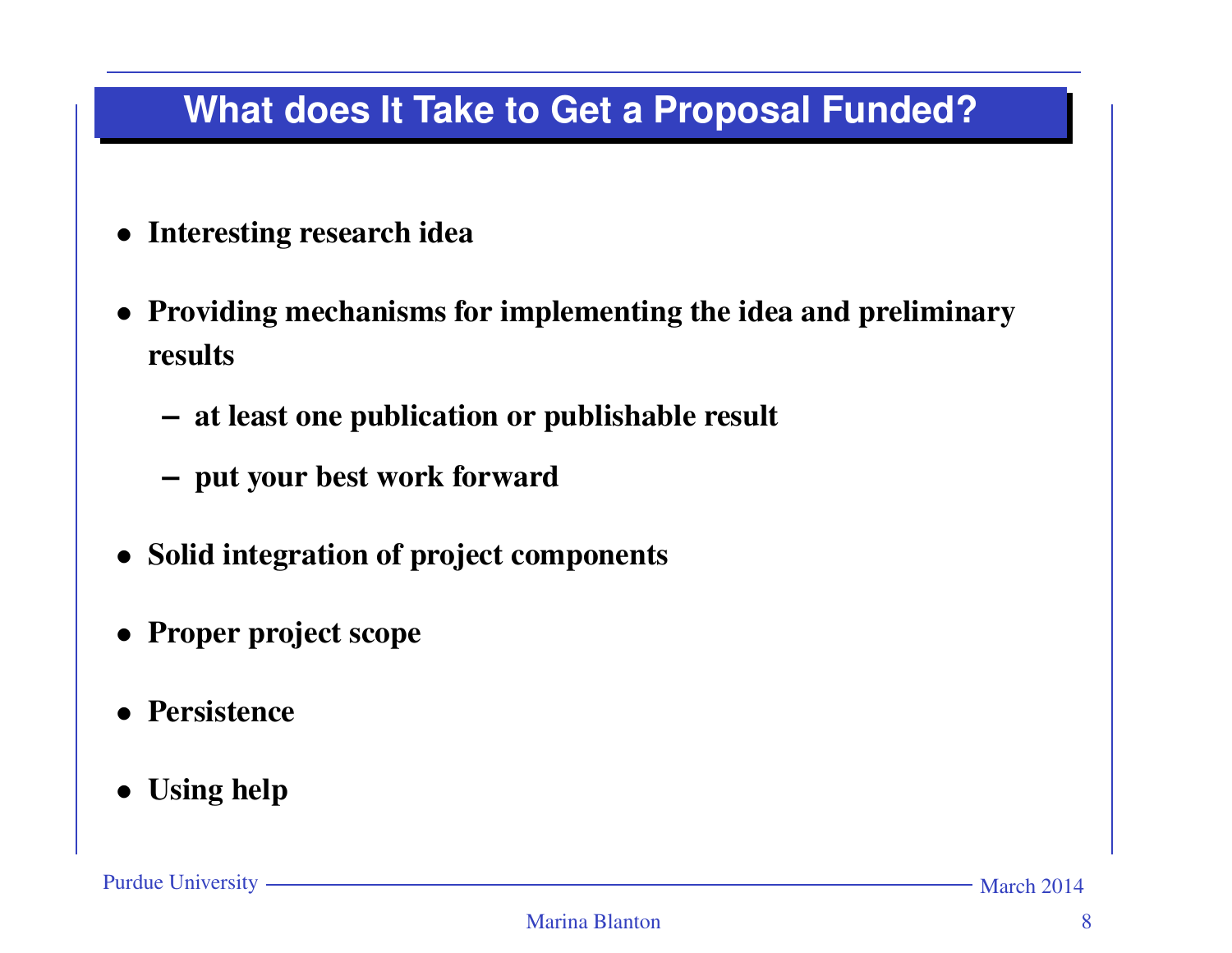# What does It Take to Get a Proposal Funded?

- **Interesting research idea**
- **Providing mechanisms for implementing the idea and preliminary results**
  - **at least one publication or publishable result**
  - **put your best work forward**
- **Solid integration of project components**
- **Proper project scope**
- **Persistence**
- **Using help**